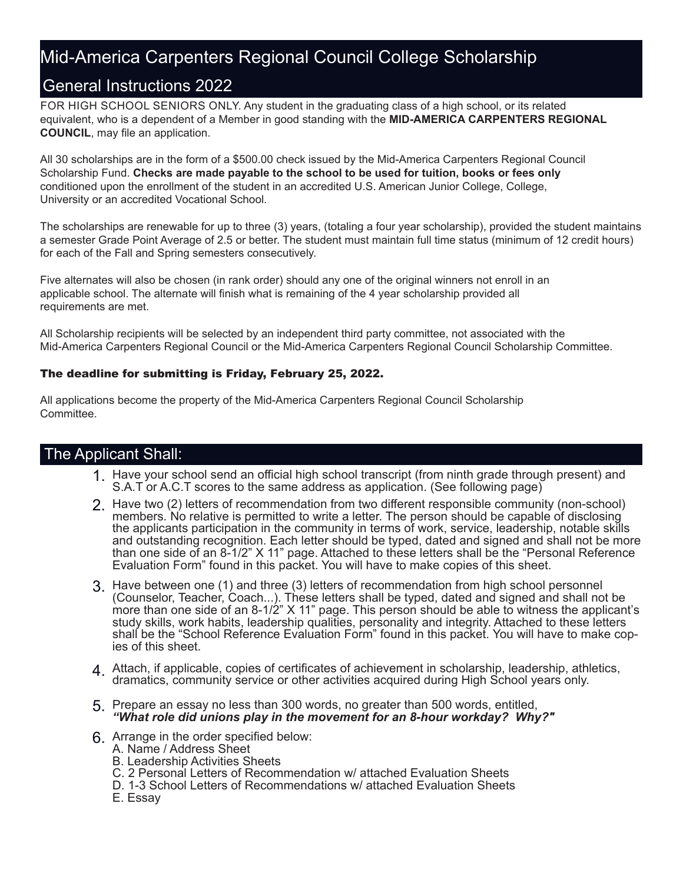# Mid-America Carpenters Regional Council College Scholarship

## General Instructions 2022

FOR HIGH SCHOOL SENIORS ONLY. Any student in the graduating class of a high school, or its related equivalent, who is a dependent of a Member in good standing with the **MID-AMERICA CARPENTERS REGIONAL COUNCIL**, may file an application.

All 30 scholarships are in the form of a $500.00 check issued by the Mid-America Carpenters Regional Council Scholarship Fund. **Checks are made payable to the school to be used for tuition, books or fees only** conditioned upon the enrollment of the student in an accredited U.S. American Junior College, College, University or an accredited Vocational School.

The scholarships are renewable for up to three (3) years, (totaling a four year scholarship), provided the student maintains a semester Grade Point Average of 2.5 or better. The student must maintain full time status (minimum of 12 credit hours) for each of the Fall and Spring semesters consecutively.

Five alternates will also be chosen (in rank order) should any one of the original winners not enroll in an applicable school. The alternate will finish what is remaining of the 4 year scholarship provided all requirements are met.

All Scholarship recipients will be selected by an independent third party committee, not associated with the Mid-America Carpenters Regional Council or the Mid-America Carpenters Regional Council Scholarship Committee.

**The deadline for submitting is Friday, February 25, 2022.**

All applications become the property of the Mid-America Carpenters Regional Council Scholarship Committee.

## The Applicant Shall:

1. Have your school send an official high school transcript (from ninth grade through present) and S.A.T or A.C.T scores to the same address as application. (See following page)
2. Have two (2) letters of recommendation from two different responsible community (non-school) members. No relative is permitted to write a letter. The person should be capable of disclosing the applicants participation in the community in terms of work, service, leadership, notable skills and outstanding recognition. Each letter should be typed, dated and signed and shall not be more than one side of an 8-1/2" X 11" page. Attached to these letters shall be the "Personal Reference Evaluation Form" found in this packet. You will have to make copies of this sheet.
3. Have between one (1) and three (3) letters of recommendation from high school personnel (Counselor, Teacher, Coach...). These letters shall be typed, dated and signed and shall not be more than one side of an 8-1/2" X 11" page. This person should be able to witness the applicant's study skills, work habits, leadership qualities, personality and integrity. Attached to these letters shall be the "School Reference Evaluation Form" found in this packet. You will have to make copies of this sheet.
4. Attach, if applicable, copies of certificates of achievement in scholarship, leadership, athletics, dramatics, community service or other activities acquired during High School years only.
5. Prepare an essay no less than 300 words, no greater than 500 words, entitled, ***"What role did unions play in the movement for an 8-hour workday? Why?"***
6. Arrange in the order specified below:
   A. Name / Address Sheet
   B. Leadership Activities Sheets
   C. 2 Personal Letters of Recommendation w/ attached Evaluation Sheets
   D. 1-3 School Letters of Recommendations w/ attached Evaluation Sheets
   E. Essay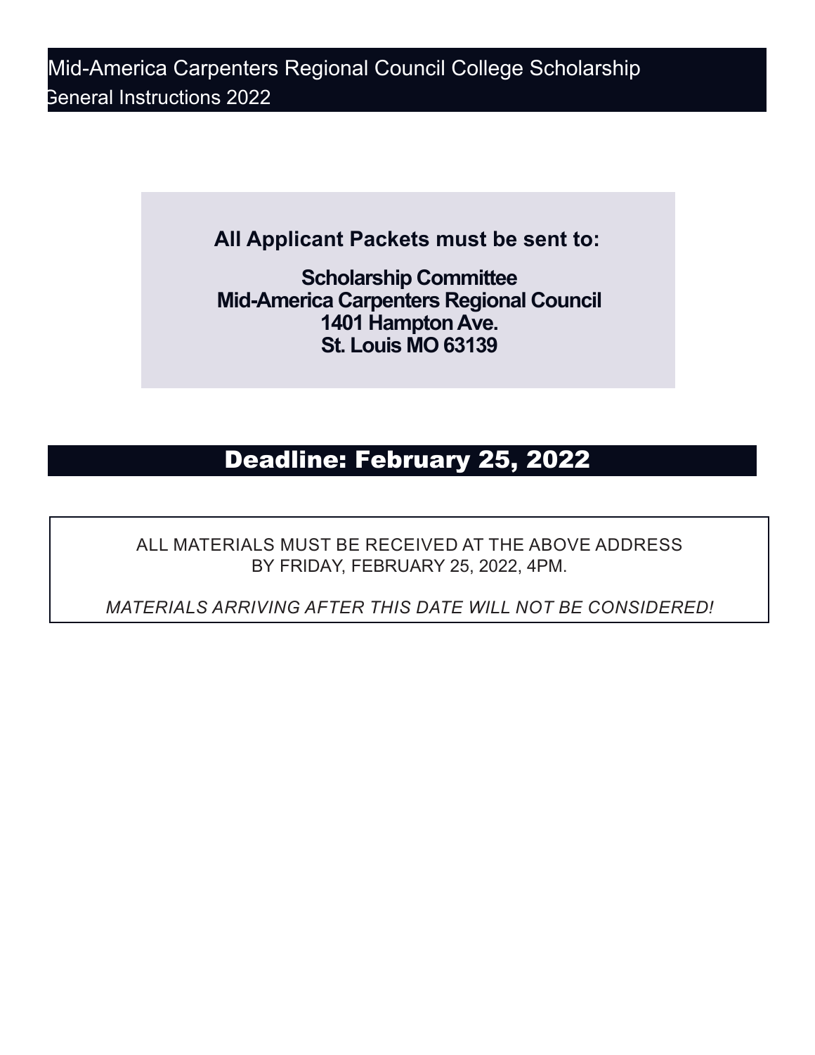Mid-America Carpenters Regional Council College Scholarship
General Instructions 2022

**All Applicant Packets must be sent to:**

**Scholarship Committee**
**Mid-America Carpenters Regional Council**
**1401 Hampton Ave.**
**St. Louis MO 63139**

## Deadline: February 25, 2022

ALL MATERIALS MUST BE RECEIVED AT THE ABOVE ADDRESS BY FRIDAY, FEBRUARY 25, 2022, 4PM.

*MATERIALS ARRIVING AFTER THIS DATE WILL NOT BE CONSIDERED!*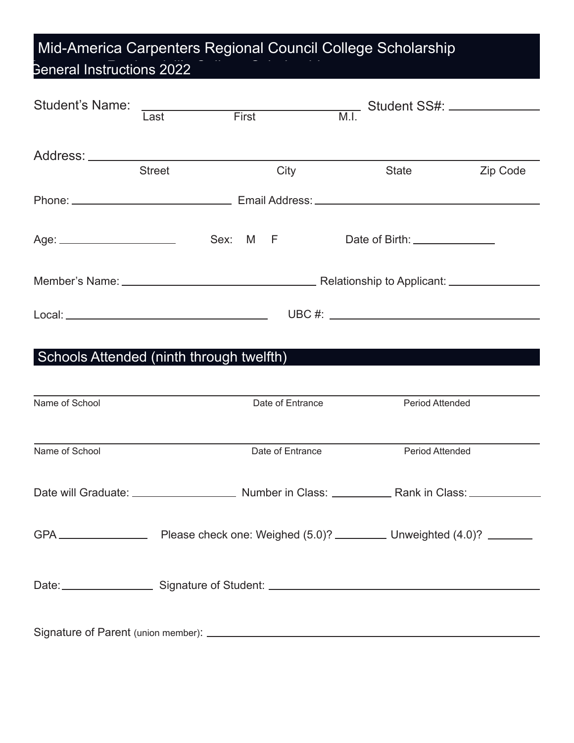# Mid-America Carpenters Regional Council College Scholarship General Instructions 2022

Student's Name: ______________________________ Student SS#: ____________
Last First M.I.

Address: ________________________________________________________________
Street City State Zip Code

Phone: ____________________ Email Address: ______________________________

Age: ______________ Sex: M F Date of Birth: ____________

Member's Name: ________________________ Relationship to Applicant: ____________

Local: __________________________ UBC #: ______________________________

## Schools Attended (ninth through twelfth)

______________________________________________________________________
Name of School Date of Entrance Period Attended

______________________________________________________________________
Name of School Date of Entrance Period Attended

Date will Graduate: ______________ Number in Class: ________ Rank in Class: __________

GPA ____________ Please check one: Weighed (5.0)? _______ Unweighted (4.0)? ______

Date: ____________ Signature of Student: ________________________________

Signature of Parent (union member): ______________________________________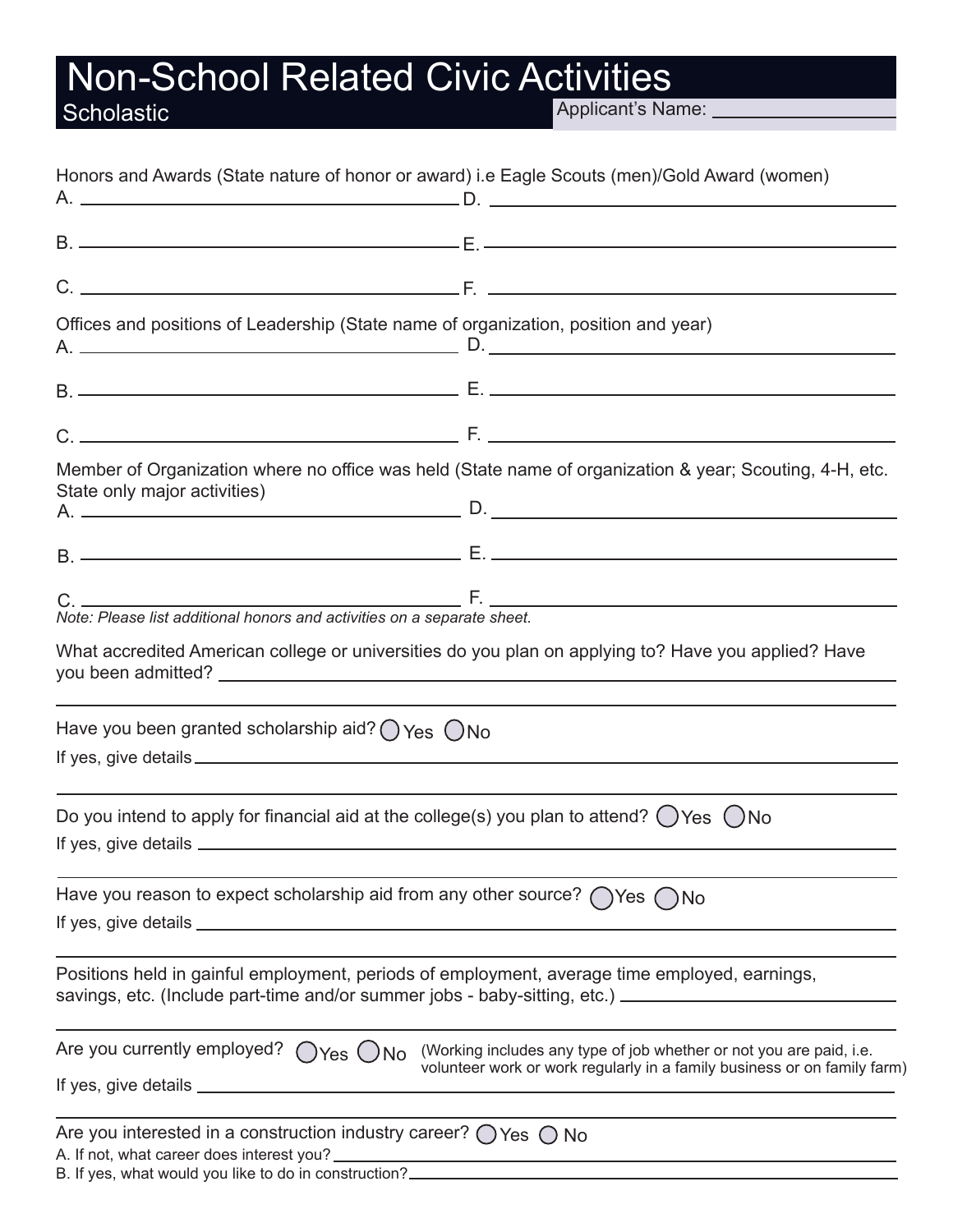# Non-School Related Civic Activities

## Scholastic

Applicant's Name: ____________________

Honors and Awards (State nature of honor or award) i.e Eagle Scouts (men)/Gold Award (women)

A. ____________________ D. ____________________

B. ____________________ E. ____________________

C. ____________________ F. ____________________

Offices and positions of Leadership (State name of organization, position and year)

A. ____________________ D. ____________________

B. ____________________ E. ____________________

C. ____________________ F. ____________________

Member of Organization where no office was held (State name of organization & year; Scouting, 4-H, etc. State only major activities)

A. ____________________ D. ____________________

B. ____________________ E. ____________________

C. ____________________ F. ____________________

*Note: Please list additional honors and activities on a separate sheet.*

What accredited American college or universities do you plan on applying to? Have you applied? Have you been admitted? ____________________

____________________

Have you been granted scholarship aid? ◯ Yes ◯ No

If yes, give details ____________________

____________________

Do you intend to apply for financial aid at the college(s) you plan to attend? ◯ Yes ◯ No

If yes, give details ____________________

____________________

Have you reason to expect scholarship aid from any other source? ◯ Yes ◯ No

If yes, give details ____________________

____________________

Positions held in gainful employment, periods of employment, average time employed, earnings, savings, etc. (Include part-time and/or summer jobs - baby-sitting, etc.) ____________________

____________________

Are you currently employed? ◯ Yes ◯ No (Working includes any type of job whether or not you are paid, i.e. volunteer work or work regularly in a family business or on family farm)

If yes, give details ____________________

____________________

Are you interested in a construction industry career? ◯ Yes ◯ No

A. If not, what career does interest you? ____________________

B. If yes, what would you like to do in construction? ____________________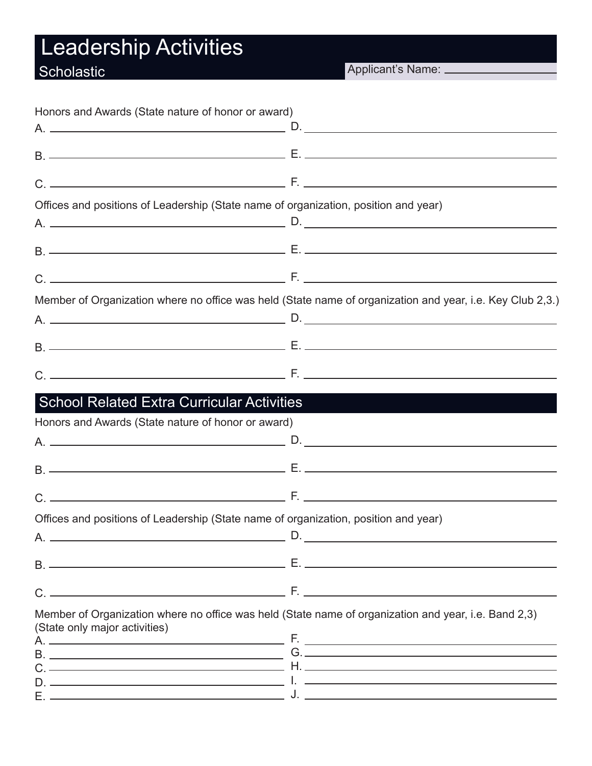# Leadership Activities

## Scholastic

Applicant's Name: ____________________

Honors and Awards (State nature of honor or award)

A. ____________________ D. ____________________

B. ____________________ E. ____________________

C. ____________________ F. ____________________

Offices and positions of Leadership (State name of organization, position and year)

A. ____________________ D. ____________________

B. ____________________ E. ____________________

C. ____________________ F. ____________________

Member of Organization where no office was held (State name of organization and year, i.e. Key Club 2,3.)

A. ____________________ D. ____________________

B. ____________________ E. ____________________

C. ____________________ F. ____________________

## School Related Extra Curricular Activities

Honors and Awards (State nature of honor or award)

A. ____________________ D. ____________________

B. ____________________ E. ____________________

C. ____________________ F. ____________________

Offices and positions of Leadership (State name of organization, position and year)

A. ____________________ D. ____________________

B. ____________________ E. ____________________

C. ____________________ F. ____________________

Member of Organization where no office was held (State name of organization and year, i.e. Band 2,3)
(State only major activities)

A. ____________________ F. ____________________

B. ____________________ G. ____________________

C. ____________________ H. ____________________

D. ____________________ I. ____________________

E. ____________________ J. ____________________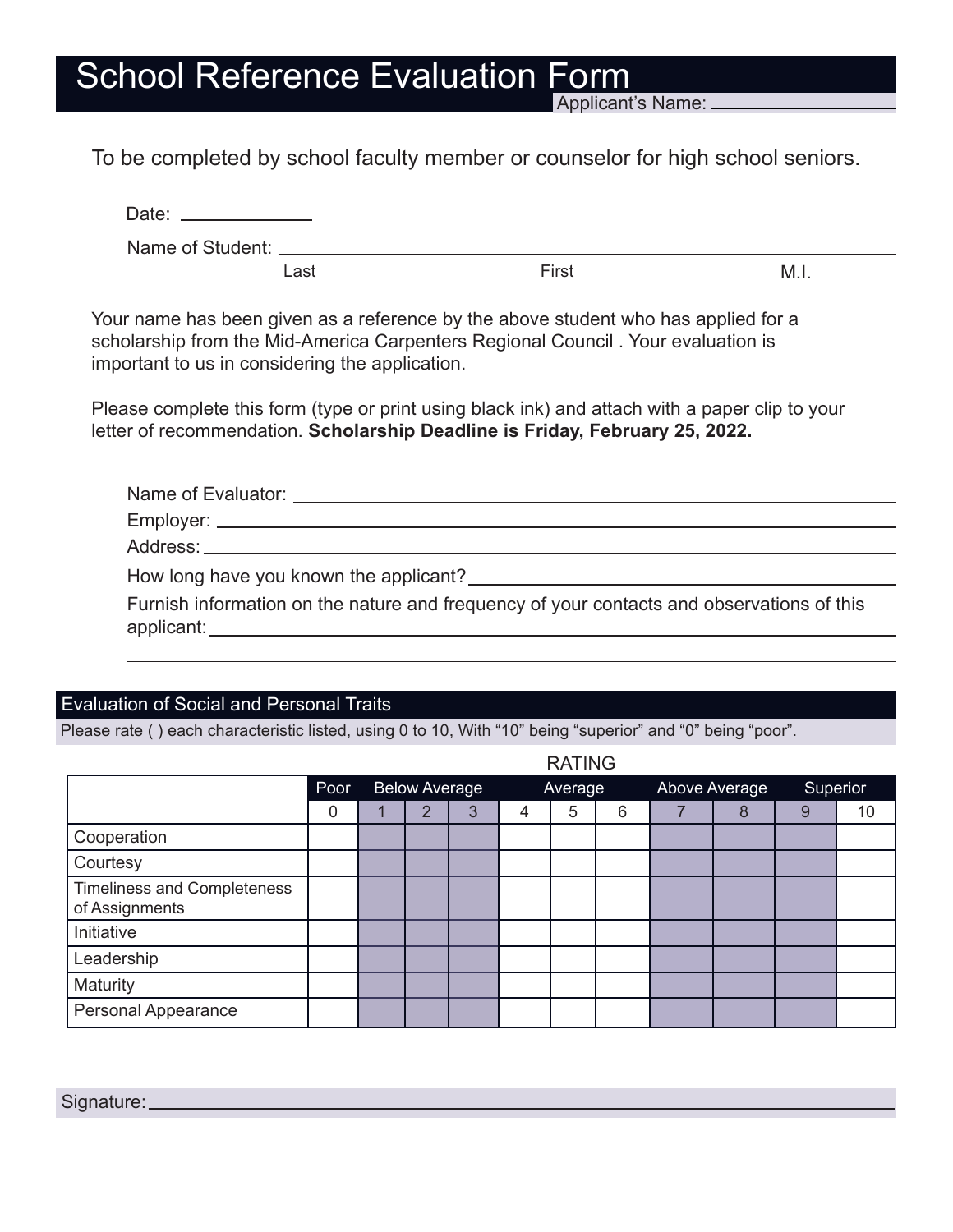# School Reference Evaluation Form

Applicant's Name: ______________________

To be completed by school faculty member or counselor for high school seniors.

Date: ____________

Name of Student: ________________________________________________

Last First M.I.

Your name has been given as a reference by the above student who has applied for a scholarship from the Mid-America Carpenters Regional Council . Your evaluation is important to us in considering the application.

Please complete this form (type or print using black ink) and attach with a paper clip to your letter of recommendation. **Scholarship Deadline is Friday, February 25, 2022.**

Name of Evaluator: ________________________________________________

Employer: ________________________________________________

Address: ________________________________________________

How long have you known the applicant? ________________________________________________

Furnish information on the nature and frequency of your contacts and observations of this applicant: ________________________________________________

________________________________________________

## Evaluation of Social and Personal Traits

Please rate ( ) each characteristic listed, using 0 to 10, With "10" being "superior" and "0" being "poor".

RATING

| | Poor | Below Average | | | Average | | | Above Average | | Superior | |
|---|---|---|---|---|---|---|---|---|---|---|---|
| | 0 | 1 | 2 | 3 | 4 | 5 | 6 | 7 | 8 | 9 | 10 |
| Cooperation | | | | | | | | | | | |
| Courtesy | | | | | | | | | | | |
| Timeliness and Completeness of Assignments | | | | | | | | | | | |
| Initiative | | | | | | | | | | | |
| Leadership | | | | | | | | | | | |
| Maturity | | | | | | | | | | | |
| Personal Appearance | | | | | | | | | | | |

Signature: ________________________________________________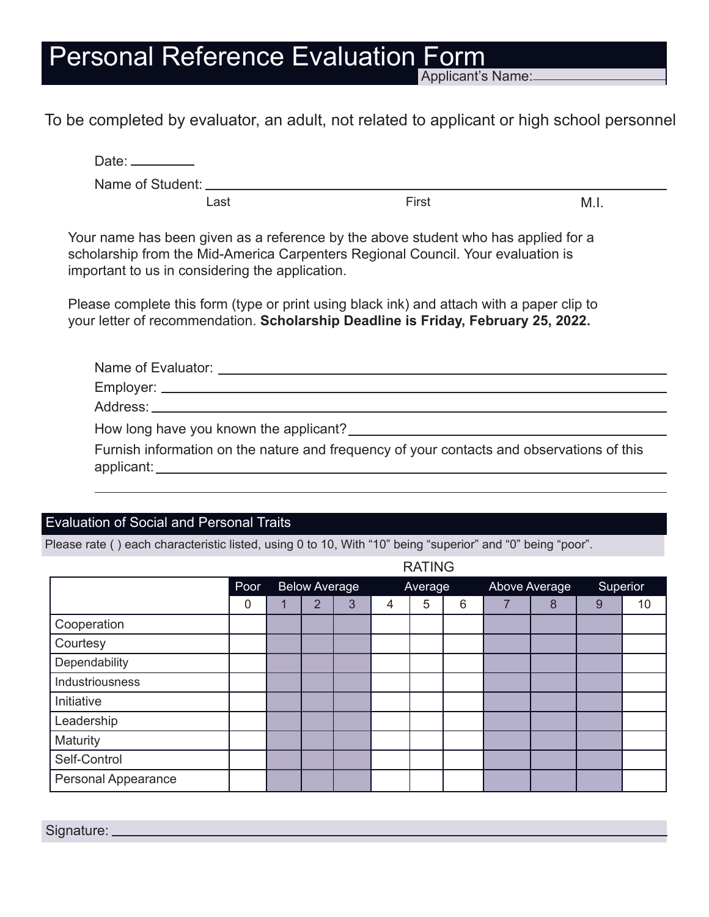# Personal Reference Evaluation Form

Applicant's Name: ____________________

To be completed by evaluator, an adult, not related to applicant or high school personnel

Date: __________

Name of Student: ________________________________________
Last First M.I.

Your name has been given as a reference by the above student who has applied for a scholarship from the Mid-America Carpenters Regional Council. Your evaluation is important to us in considering the application.

Please complete this form (type or print using black ink) and attach with a paper clip to your letter of recommendation. **Scholarship Deadline is Friday, February 25, 2022.**

Name of Evaluator: ________________________________________

Employer: ________________________________________

Address: ________________________________________

How long have you known the applicant? ________________________________________

Furnish information on the nature and frequency of your contacts and observations of this applicant: ________________________________________

________________________________________

## Evaluation of Social and Personal Traits

Please rate ( ) each characteristic listed, using 0 to 10, With "10" being "superior" and "0" being "poor".

RATING

| | Poor | Below Average | | | Average | | | Above Average | | Superior | |
|---|---|---|---|---|---|---|---|---|---|---|---|
| | 0 | 1 | 2 | 3 | 4 | 5 | 6 | 7 | 8 | 9 | 10 |
| Cooperation | | | | | | | | | | | |
| Courtesy | | | | | | | | | | | |
| Dependability | | | | | | | | | | | |
| Industriousness | | | | | | | | | | | |
| Initiative | | | | | | | | | | | |
| Leadership | | | | | | | | | | | |
| Maturity | | | | | | | | | | | |
| Self-Control | | | | | | | | | | | |
| Personal Appearance | | | | | | | | | | | |

Signature: ________________________________________